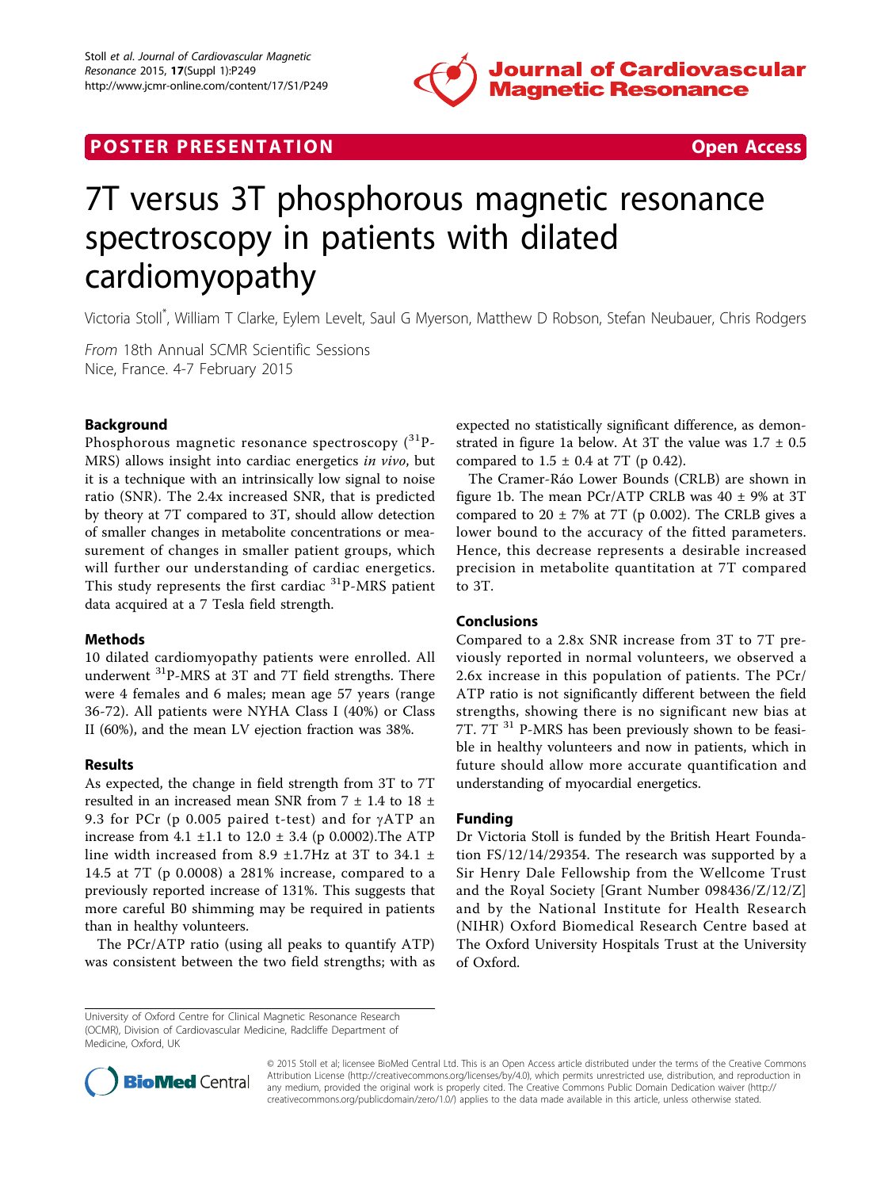POSTER PRESENTATION Open Access

# 7T versus 3T phosphorous magnetic resonance spectroscopy in patients with dilated cardiomyopathy

Victoria Stoll*, William T Clarke, Eylem Levelt, Saul G Myerson, Matthew D Robson, Stefan Neubauer, Chris Rodgers

From 18th Annual SCMR Scientific Sessions
Nice, France. 4-7 February 2015

## Background

Phosphorous magnetic resonance spectroscopy ($^{31}$P-MRS) allows insight into cardiac energetics *in vivo*, but it is a technique with an intrinsically low signal to noise ratio (SNR). The 2.4x increased SNR, that is predicted by theory at 7T compared to 3T, should allow detection of smaller changes in metabolite concentrations or measurement of changes in smaller patient groups, which will further our understanding of cardiac energetics. This study represents the first cardiac $^{31}$P-MRS patient data acquired at a 7 Tesla field strength.

## Methods

10 dilated cardiomyopathy patients were enrolled. All underwent $^{31}$P-MRS at 3T and 7T field strengths. There were 4 females and 6 males; mean age 57 years (range 36-72). All patients were NYHA Class I (40%) or Class II (60%), and the mean LV ejection fraction was 38%.

## Results

As expected, the change in field strength from 3T to 7T resulted in an increased mean SNR from 7 ± 1.4 to 18 ± 9.3 for PCr (p 0.005 paired t-test) and for γATP an increase from 4.1 ±1.1 to 12.0 ± 3.4 (p 0.0002).The ATP line width increased from 8.9 ±1.7Hz at 3T to 34.1 ± 14.5 at 7T (p 0.0008) a 281% increase, compared to a previously reported increase of 131%. This suggests that more careful B0 shimming may be required in patients than in healthy volunteers.

The PCr/ATP ratio (using all peaks to quantify ATP) was consistent between the two field strengths; with as expected no statistically significant difference, as demonstrated in figure 1a below. At 3T the value was 1.7 ± 0.5 compared to 1.5 ± 0.4 at 7T (p 0.42).

The Cramer-Ráo Lower Bounds (CRLB) are shown in figure 1b. The mean PCr/ATP CRLB was 40 ± 9% at 3T compared to 20 ± 7% at 7T (p 0.002). The CRLB gives a lower bound to the accuracy of the fitted parameters. Hence, this decrease represents a desirable increased precision in metabolite quantitation at 7T compared to 3T.

## Conclusions

Compared to a 2.8x SNR increase from 3T to 7T previously reported in normal volunteers, we observed a 2.6x increase in this population of patients. The PCr/ATP ratio is not significantly different between the field strengths, showing there is no significant new bias at 7T. 7T $^{31}$ P-MRS has been previously shown to be feasible in healthy volunteers and now in patients, which in future should allow more accurate quantification and understanding of myocardial energetics.

## Funding

Dr Victoria Stoll is funded by the British Heart Foundation FS/12/14/29354. The research was supported by a Sir Henry Dale Fellowship from the Wellcome Trust and the Royal Society [Grant Number 098436/Z/12/Z] and by the National Institute for Health Research (NIHR) Oxford Biomedical Research Centre based at The Oxford University Hospitals Trust at the University of Oxford.

University of Oxford Centre for Clinical Magnetic Resonance Research (OCMR), Division of Cardiovascular Medicine, Radcliffe Department of Medicine, Oxford, UK

© 2015 Stoll et al; licensee BioMed Central Ltd. This is an Open Access article distributed under the terms of the Creative Commons Attribution License (http://creativecommons.org/licenses/by/4.0), which permits unrestricted use, distribution, and reproduction in any medium, provided the original work is properly cited. The Creative Commons Public Domain Dedication waiver (http://creativecommons.org/publicdomain/zero/1.0/) applies to the data made available in this article, unless otherwise stated.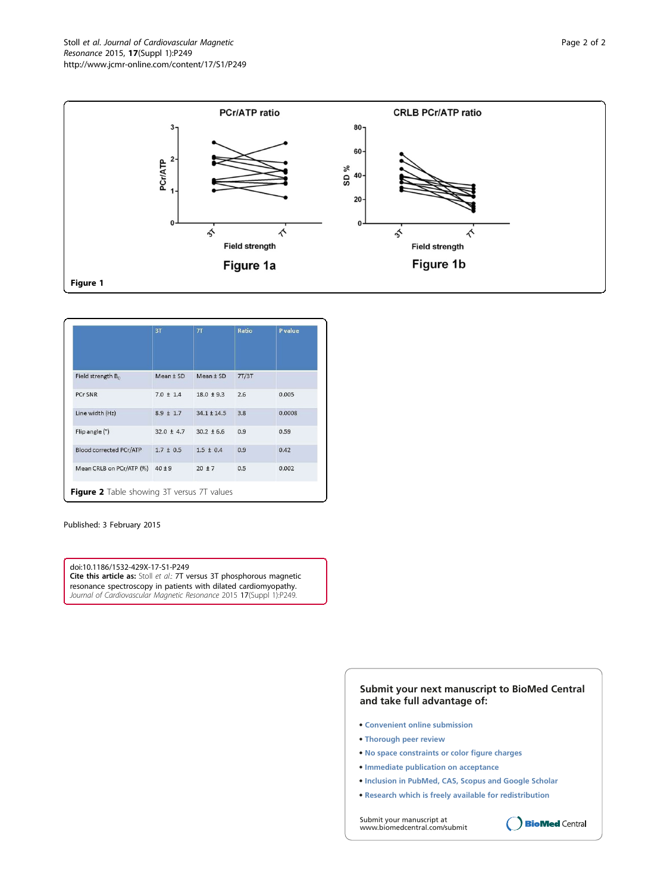PCr/ATP ratio

PCr/ATP

3
2
1
0

3T
7T

Field strength

Figure 1a

CRLB PCr/ATP ratio

SD %

80
60
40
20
0

3T
7T

Field strength

Figure 1b

**Figure 1**

| | 3T | 7T | Ratio | P value |
|---|---|---|---|---|
| Field strength $B_0$ | Mean ± SD | Mean ± SD | 7T/3T | |
| PCr SNR | 7.0 ± 1.4 | 18.0 ± 9.3 | 2.6 | 0.005 |
| Line width (Hz) | 8.9 ± 1.7 | 34.1 ± 14.5 | 3.8 | 0.0008 |
| Flip angle (°) | 32.0 ± 4.7 | 30.2 ± 6.6 | 0.9 | 0.59 |
| Blood corrected PCr/ATP | 1.7 ± 0.5 | 1.5 ± 0.4 | 0.9 | 0.42 |
| Mean CRLB on PCr/ATP (%) | 40 ± 9 | 20 ± 7 | 0.5 | 0.002 |

**Figure 2** Table showing 3T versus 7T values

Published: 3 February 2015

doi:10.1186/1532-429X-17-S1-P249
**Cite this article as:** Stoll *et al.*: 7T versus 3T phosphorous magnetic resonance spectroscopy in patients with dilated cardiomyopathy. *Journal of Cardiovascular Magnetic Resonance* 2015 **17**(Suppl 1):P249.

**Submit your next manuscript to BioMed Central and take full advantage of:**

- **Convenient online submission**
- **Thorough peer review**
- **No space constraints or color figure charges**
- **Immediate publication on acceptance**
- **Inclusion in PubMed, CAS, Scopus and Google Scholar**
- **Research which is freely available for redistribution**

Submit your manuscript at
www.biomedcentral.com/submit

BioMed Central